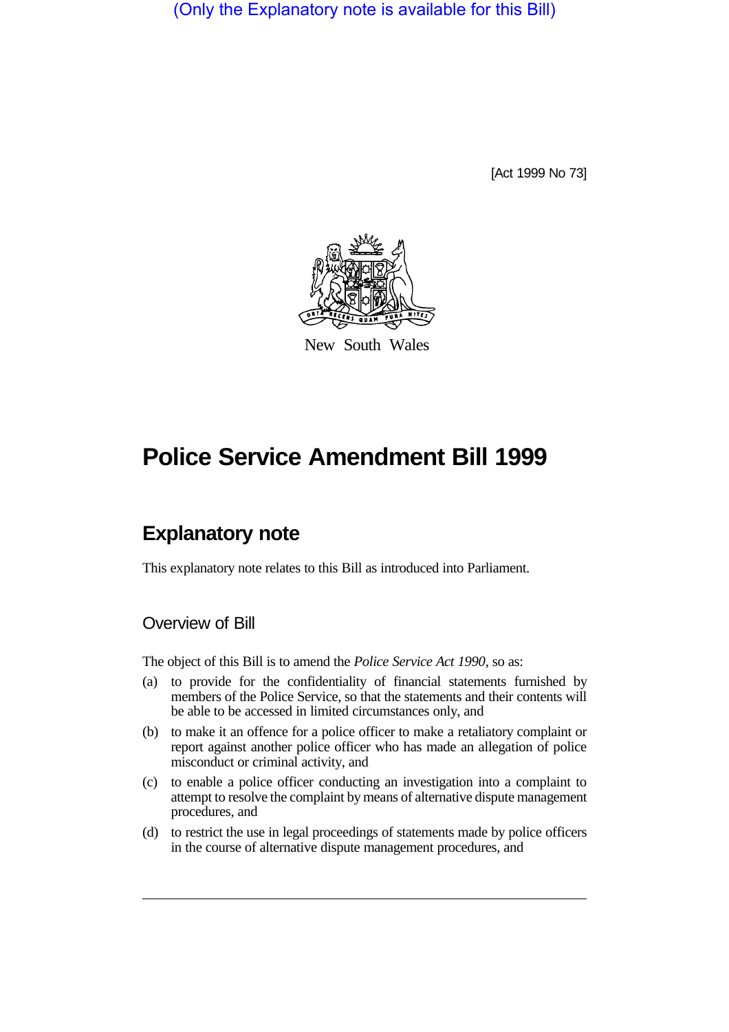(Only the Explanatory note is available for this Bill)

[Act 1999 No 73]

New South Wales

# Police Service Amendment Bill 1999

## Explanatory note

This explanatory note relates to this Bill as introduced into Parliament.

### Overview of Bill

The object of this Bill is to amend the *Police Service Act 1990*, so as:

(a) to provide for the confidentiality of financial statements furnished by members of the Police Service, so that the statements and their contents will be able to be accessed in limited circumstances only, and

(b) to make it an offence for a police officer to make a retaliatory complaint or report against another police officer who has made an allegation of police misconduct or criminal activity, and

(c) to enable a police officer conducting an investigation into a complaint to attempt to resolve the complaint by means of alternative dispute management procedures, and

(d) to restrict the use in legal proceedings of statements made by police officers in the course of alternative dispute management procedures, and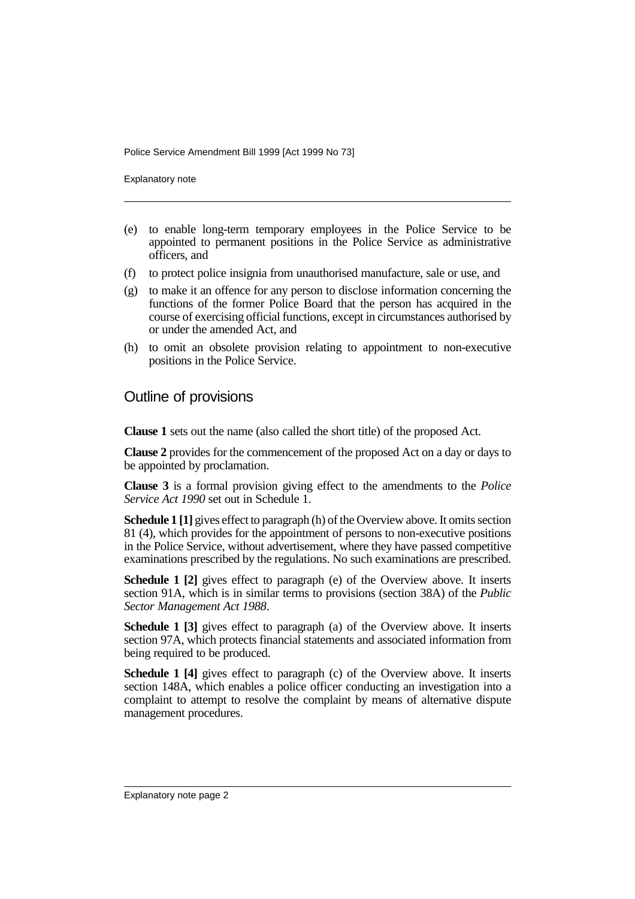(e) to enable long-term temporary employees in the Police Service to be appointed to permanent positions in the Police Service as administrative officers, and

(f) to protect police insignia from unauthorised manufacture, sale or use, and

(g) to make it an offence for any person to disclose information concerning the functions of the former Police Board that the person has acquired in the course of exercising official functions, except in circumstances authorised by or under the amended Act, and

(h) to omit an obsolete provision relating to appointment to non-executive positions in the Police Service.

## Outline of provisions

**Clause 1** sets out the name (also called the short title) of the proposed Act.

**Clause 2** provides for the commencement of the proposed Act on a day or days to be appointed by proclamation.

**Clause 3** is a formal provision giving effect to the amendments to the *Police Service Act 1990* set out in Schedule 1.

**Schedule 1 [1]** gives effect to paragraph (h) of the Overview above. It omits section 81 (4), which provides for the appointment of persons to non-executive positions in the Police Service, without advertisement, where they have passed competitive examinations prescribed by the regulations. No such examinations are prescribed.

**Schedule 1 [2]** gives effect to paragraph (e) of the Overview above. It inserts section 91A, which is in similar terms to provisions (section 38A) of the *Public Sector Management Act 1988*.

**Schedule 1 [3]** gives effect to paragraph (a) of the Overview above. It inserts section 97A, which protects financial statements and associated information from being required to be produced.

**Schedule 1 [4]** gives effect to paragraph (c) of the Overview above. It inserts section 148A, which enables a police officer conducting an investigation into a complaint to attempt to resolve the complaint by means of alternative dispute management procedures.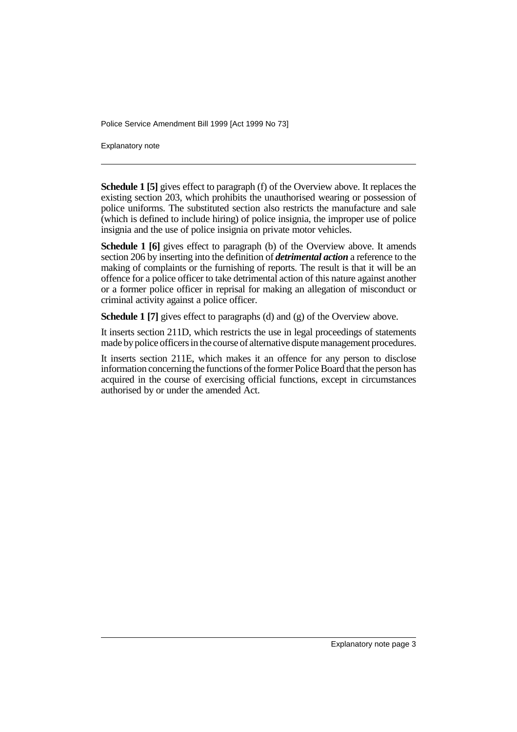**Schedule 1 [5]** gives effect to paragraph (f) of the Overview above. It replaces the existing section 203, which prohibits the unauthorised wearing or possession of police uniforms. The substituted section also restricts the manufacture and sale (which is defined to include hiring) of police insignia, the improper use of police insignia and the use of police insignia on private motor vehicles.

**Schedule 1 [6]** gives effect to paragraph (b) of the Overview above. It amends section 206 by inserting into the definition of ***detrimental action*** a reference to the making of complaints or the furnishing of reports. The result is that it will be an offence for a police officer to take detrimental action of this nature against another or a former police officer in reprisal for making an allegation of misconduct or criminal activity against a police officer.

**Schedule 1 [7]** gives effect to paragraphs (d) and (g) of the Overview above.

It inserts section 211D, which restricts the use in legal proceedings of statements made by police officers in the course of alternative dispute management procedures.

It inserts section 211E, which makes it an offence for any person to disclose information concerning the functions of the former Police Board that the person has acquired in the course of exercising official functions, except in circumstances authorised by or under the amended Act.